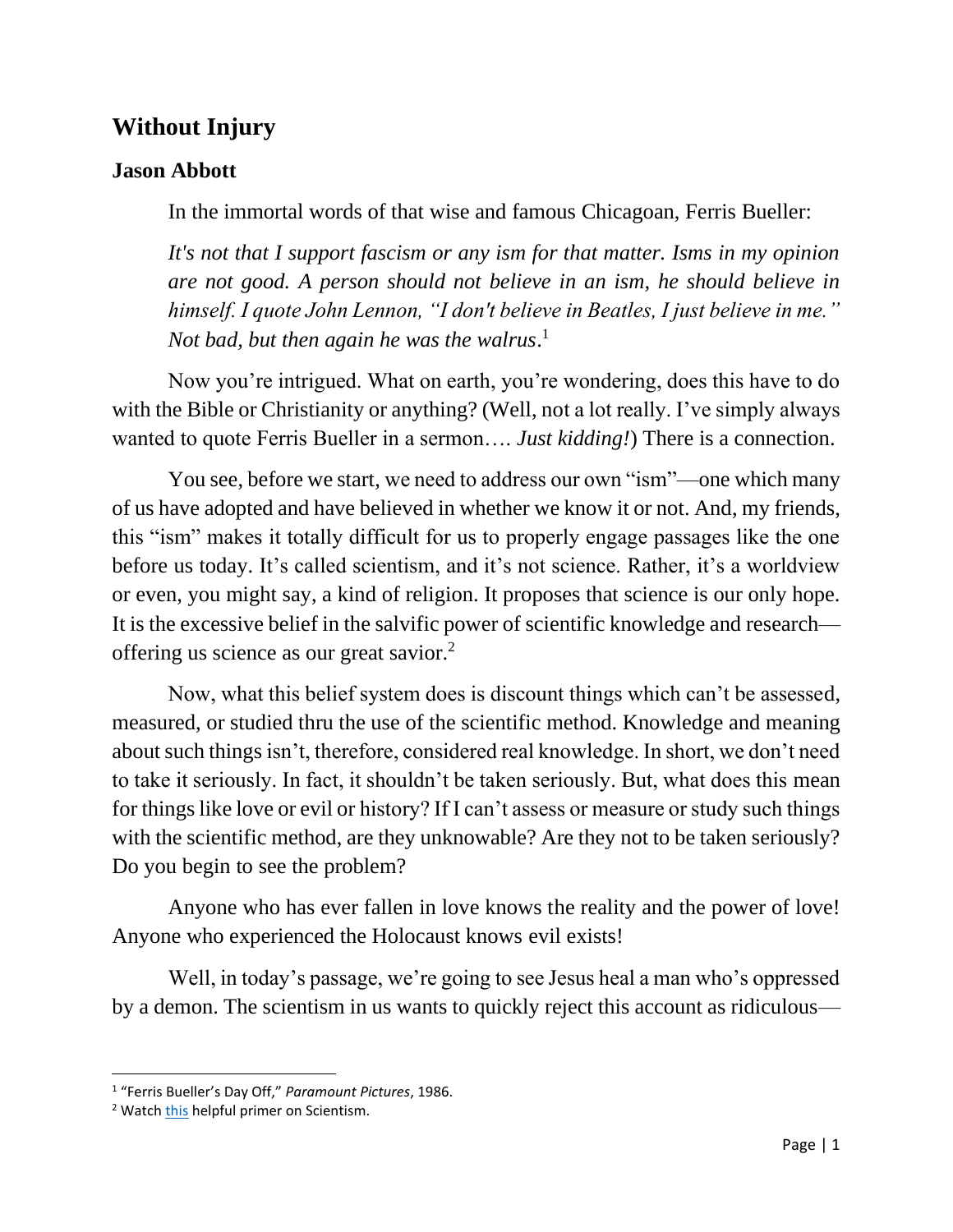## Without Injury

### Jason Abbott

In the immortal words of that wise and famous Chicagoan, Ferris Bueller:

> *It's not that I support fascism or any ism for that matter. Isms in my opinion are not good. A person should not believe in an ism, he should believe in himself. I quote John Lennon, "I don't believe in Beatles, I just believe in me." Not bad, but then again he was the walrus*.[1]

Now you're intrigued. What on earth, you're wondering, does this have to do with the Bible or Christianity or anything? (Well, not a lot really. I've simply always wanted to quote Ferris Bueller in a sermon…. *Just kidding!*) There is a connection.

You see, before we start, we need to address our own "ism"—one which many of us have adopted and have believed in whether we know it or not. And, my friends, this "ism" makes it totally difficult for us to properly engage passages like the one before us today. It's called scientism, and it's not science. Rather, it's a worldview or even, you might say, a kind of religion. It proposes that science is our only hope. It is the excessive belief in the salvific power of scientific knowledge and research—offering us science as our great savior.[2]

Now, what this belief system does is discount things which can't be assessed, measured, or studied thru the use of the scientific method. Knowledge and meaning about such things isn't, therefore, considered real knowledge. In short, we don't need to take it seriously. In fact, it shouldn't be taken seriously. But, what does this mean for things like love or evil or history? If I can't assess or measure or study such things with the scientific method, are they unknowable? Are they not to be taken seriously? Do you begin to see the problem?

Anyone who has ever fallen in love knows the reality and the power of love! Anyone who experienced the Holocaust knows evil exists!

Well, in today's passage, we're going to see Jesus heal a man who's oppressed by a demon. The scientism in us wants to quickly reject this account as ridiculous—

---

[1] "Ferris Bueller's Day Off," *Paramount Pictures*, 1986.

[2] Watch this helpful primer on Scientism.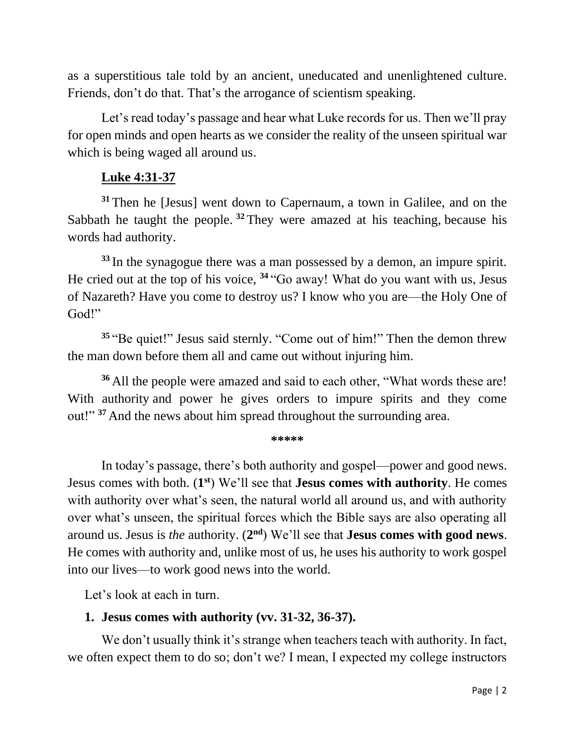as a superstitious tale told by an ancient, uneducated and unenlightened culture. Friends, don't do that. That's the arrogance of scientism speaking.

Let's read today's passage and hear what Luke records for us. Then we'll pray for open minds and open hearts as we consider the reality of the unseen spiritual war which is being waged all around us.

**Luke 4:31-37**

**31** Then he [Jesus] went down to Capernaum, a town in Galilee, and on the Sabbath he taught the people. **32** They were amazed at his teaching, because his words had authority.

**33** In the synagogue there was a man possessed by a demon, an impure spirit. He cried out at the top of his voice, **34** "Go away! What do you want with us, Jesus of Nazareth? Have you come to destroy us? I know who you are—the Holy One of God!"

**35** "Be quiet!" Jesus said sternly. "Come out of him!" Then the demon threw the man down before them all and came out without injuring him.

**36** All the people were amazed and said to each other, "What words these are! With authority and power he gives orders to impure spirits and they come out!" **37** And the news about him spread throughout the surrounding area.

**\*\*\*\*\***

In today's passage, there's both authority and gospel—power and good news. Jesus comes with both. (**1st**) We'll see that **Jesus comes with authority**. He comes with authority over what's seen, the natural world all around us, and with authority over what's unseen, the spiritual forces which the Bible says are also operating all around us. Jesus is *the* authority. (**2nd**) We'll see that **Jesus comes with good news**. He comes with authority and, unlike most of us, he uses his authority to work gospel into our lives—to work good news into the world.

Let's look at each in turn.

1. **Jesus comes with authority (vv. 31-32, 36-37).**

We don't usually think it's strange when teachers teach with authority. In fact, we often expect them to do so; don't we? I mean, I expected my college instructors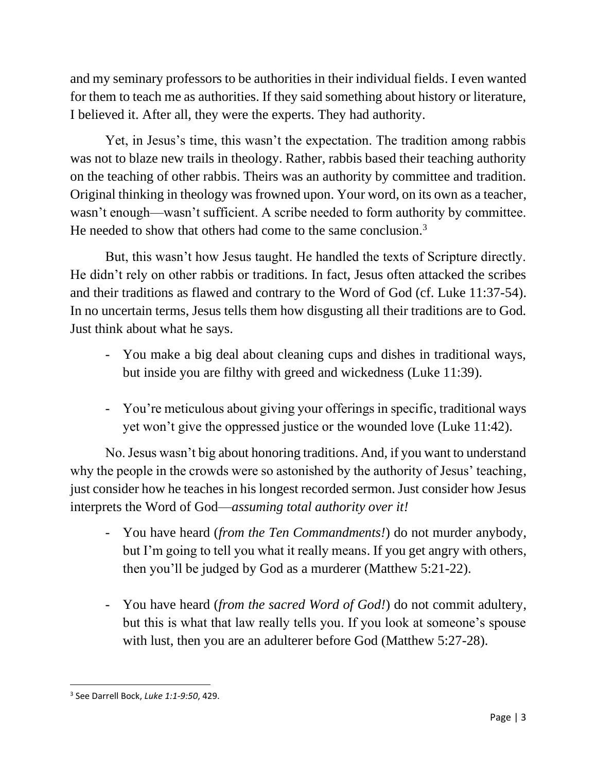and my seminary professors to be authorities in their individual fields. I even wanted for them to teach me as authorities. If they said something about history or literature, I believed it. After all, they were the experts. They had authority.

Yet, in Jesus's time, this wasn't the expectation. The tradition among rabbis was not to blaze new trails in theology. Rather, rabbis based their teaching authority on the teaching of other rabbis. Theirs was an authority by committee and tradition. Original thinking in theology was frowned upon. Your word, on its own as a teacher, wasn't enough—wasn't sufficient. A scribe needed to form authority by committee. He needed to show that others had come to the same conclusion.[3]

But, this wasn't how Jesus taught. He handled the texts of Scripture directly. He didn't rely on other rabbis or traditions. In fact, Jesus often attacked the scribes and their traditions as flawed and contrary to the Word of God (cf. Luke 11:37-54). In no uncertain terms, Jesus tells them how disgusting all their traditions are to God. Just think about what he says.

- You make a big deal about cleaning cups and dishes in traditional ways, but inside you are filthy with greed and wickedness (Luke 11:39).

- You're meticulous about giving your offerings in specific, traditional ways yet won't give the oppressed justice or the wounded love (Luke 11:42).

No. Jesus wasn't big about honoring traditions. And, if you want to understand why the people in the crowds were so astonished by the authority of Jesus' teaching, just consider how he teaches in his longest recorded sermon. Just consider how Jesus interprets the Word of God—*assuming total authority over it!*

- You have heard (*from the Ten Commandments!*) do not murder anybody, but I'm going to tell you what it really means. If you get angry with others, then you'll be judged by God as a murderer (Matthew 5:21-22).

- You have heard (*from the sacred Word of God!*) do not commit adultery, but this is what that law really tells you. If you look at someone's spouse with lust, then you are an adulterer before God (Matthew 5:27-28).

---

[3] See Darrell Bock, *Luke 1:1-9:50*, 429.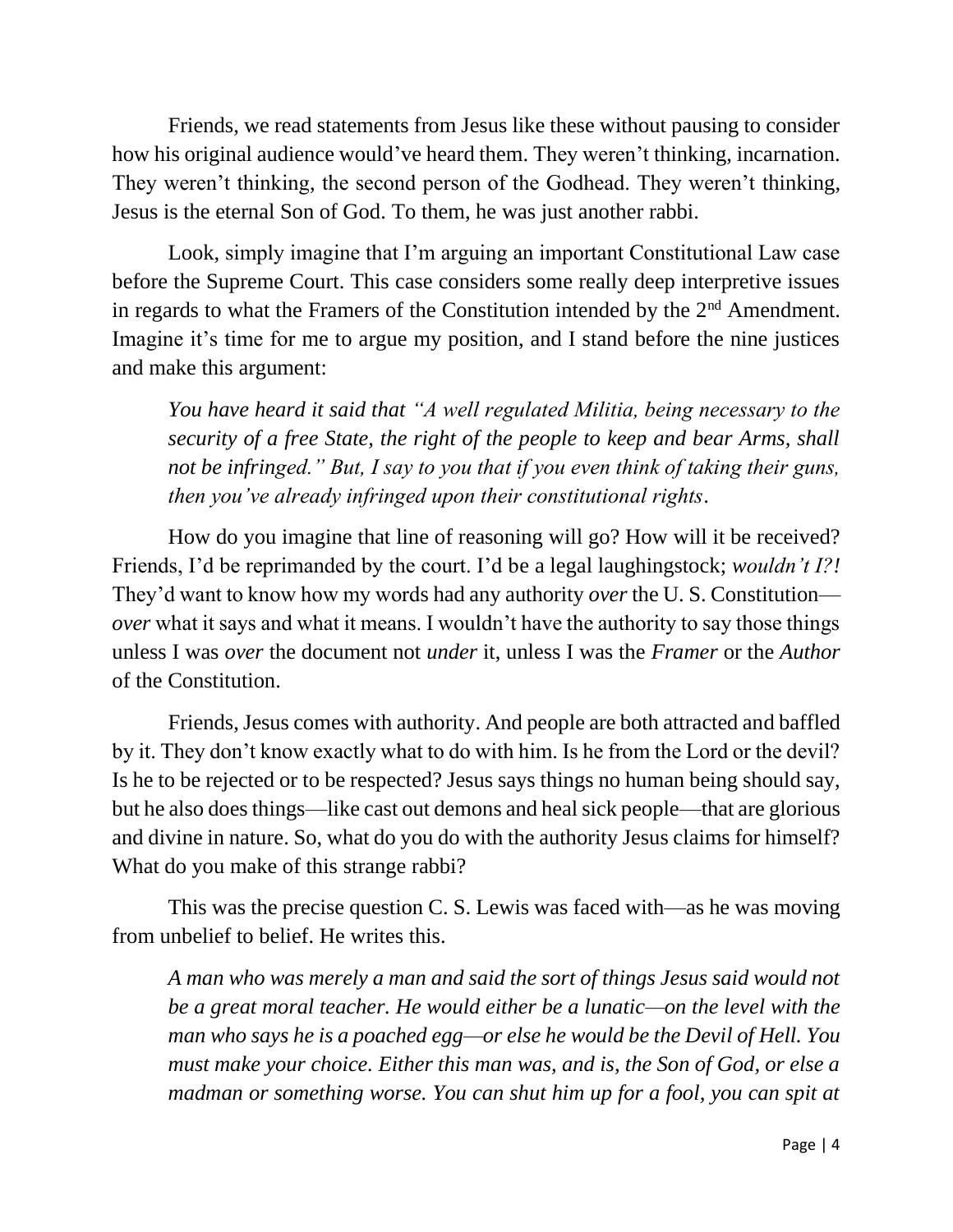Friends, we read statements from Jesus like these without pausing to consider how his original audience would've heard them. They weren't thinking, incarnation. They weren't thinking, the second person of the Godhead. They weren't thinking, Jesus is the eternal Son of God. To them, he was just another rabbi.

Look, simply imagine that I'm arguing an important Constitutional Law case before the Supreme Court. This case considers some really deep interpretive issues in regards to what the Framers of the Constitution intended by the 2nd Amendment. Imagine it's time for me to argue my position, and I stand before the nine justices and make this argument:

> *You have heard it said that "A well regulated Militia, being necessary to the security of a free State, the right of the people to keep and bear Arms, shall not be infringed." But, I say to you that if you even think of taking their guns, then you've already infringed upon their constitutional rights.*

How do you imagine that line of reasoning will go? How will it be received? Friends, I'd be reprimanded by the court. I'd be a legal laughingstock; *wouldn't I?!* They'd want to know how my words had any authority *over* the U. S. Constitution—*over* what it says and what it means. I wouldn't have the authority to say those things unless I was *over* the document not *under* it, unless I was the *Framer* or the *Author* of the Constitution.

Friends, Jesus comes with authority. And people are both attracted and baffled by it. They don't know exactly what to do with him. Is he from the Lord or the devil? Is he to be rejected or to be respected? Jesus says things no human being should say, but he also does things—like cast out demons and heal sick people—that are glorious and divine in nature. So, what do you do with the authority Jesus claims for himself? What do you make of this strange rabbi?

This was the precise question C. S. Lewis was faced with—as he was moving from unbelief to belief. He writes this.

> *A man who was merely a man and said the sort of things Jesus said would not be a great moral teacher. He would either be a lunatic—on the level with the man who says he is a poached egg—or else he would be the Devil of Hell. You must make your choice. Either this man was, and is, the Son of God, or else a madman or something worse. You can shut him up for a fool, you can spit at*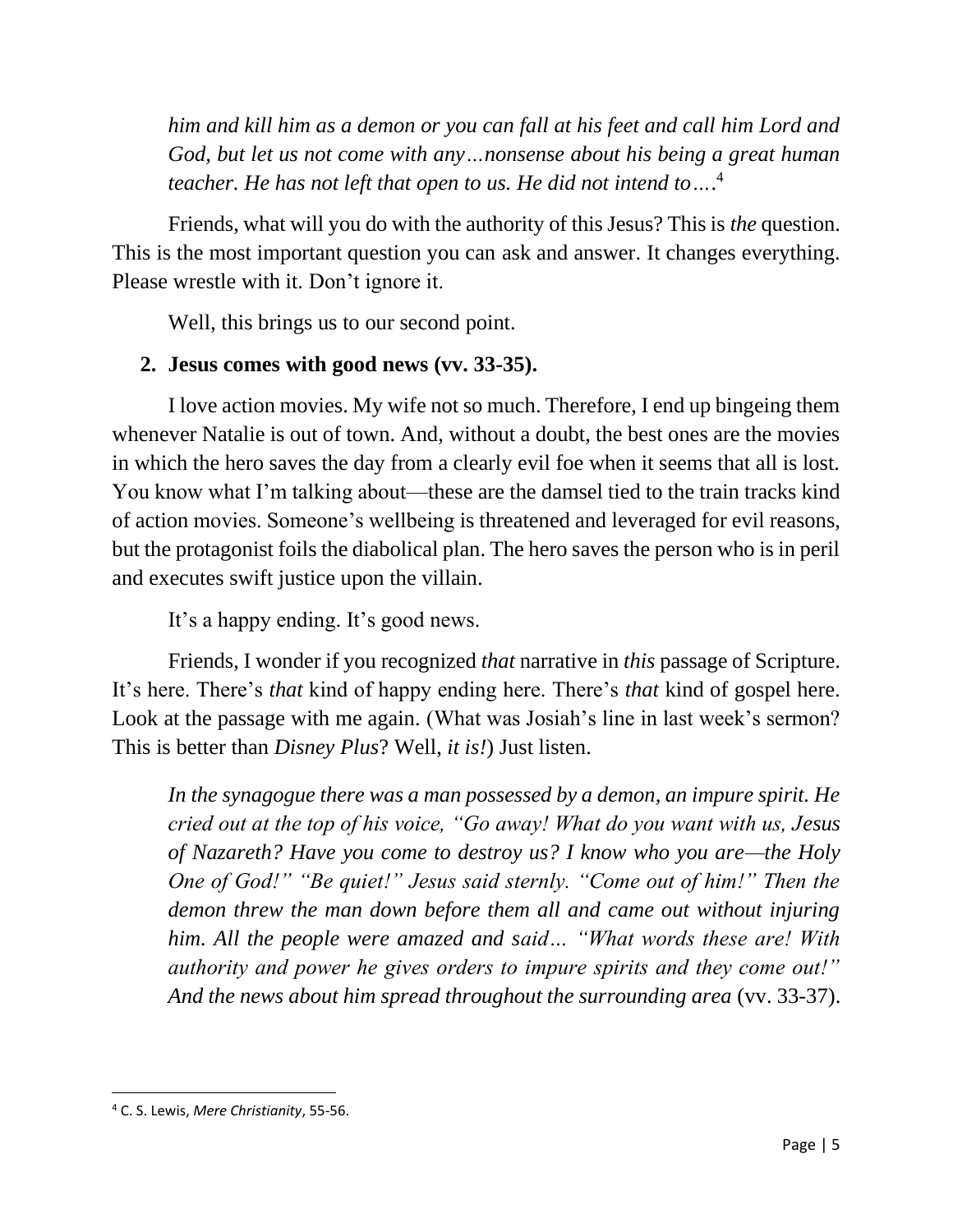*him and kill him as a demon or you can fall at his feet and call him Lord and God, but let us not come with any…nonsense about his being a great human teacher. He has not left that open to us. He did not intend to….*[4]

Friends, what will you do with the authority of this Jesus? This is *the* question. This is the most important question you can ask and answer. It changes everything. Please wrestle with it. Don't ignore it.

Well, this brings us to our second point.

**2. Jesus comes with good news (vv. 33-35).**

I love action movies. My wife not so much. Therefore, I end up bingeing them whenever Natalie is out of town. And, without a doubt, the best ones are the movies in which the hero saves the day from a clearly evil foe when it seems that all is lost. You know what I'm talking about—these are the damsel tied to the train tracks kind of action movies. Someone's wellbeing is threatened and leveraged for evil reasons, but the protagonist foils the diabolical plan. The hero saves the person who is in peril and executes swift justice upon the villain.

It's a happy ending. It's good news.

Friends, I wonder if you recognized *that* narrative in *this* passage of Scripture. It's here. There's *that* kind of happy ending here. There's *that* kind of gospel here. Look at the passage with me again. (What was Josiah's line in last week's sermon? This is better than *Disney Plus*? Well, *it is!*) Just listen.

*In the synagogue there was a man possessed by a demon, an impure spirit. He cried out at the top of his voice, "Go away! What do you want with us, Jesus of Nazareth? Have you come to destroy us? I know who you are—the Holy One of God!" "Be quiet!" Jesus said sternly. "Come out of him!" Then the demon threw the man down before them all and came out without injuring him. All the people were amazed and said… "What words these are! With authority and power he gives orders to impure spirits and they come out!" And the news about him spread throughout the surrounding area* (vv. 33-37).

---

[4] C. S. Lewis, *Mere Christianity*, 55-56.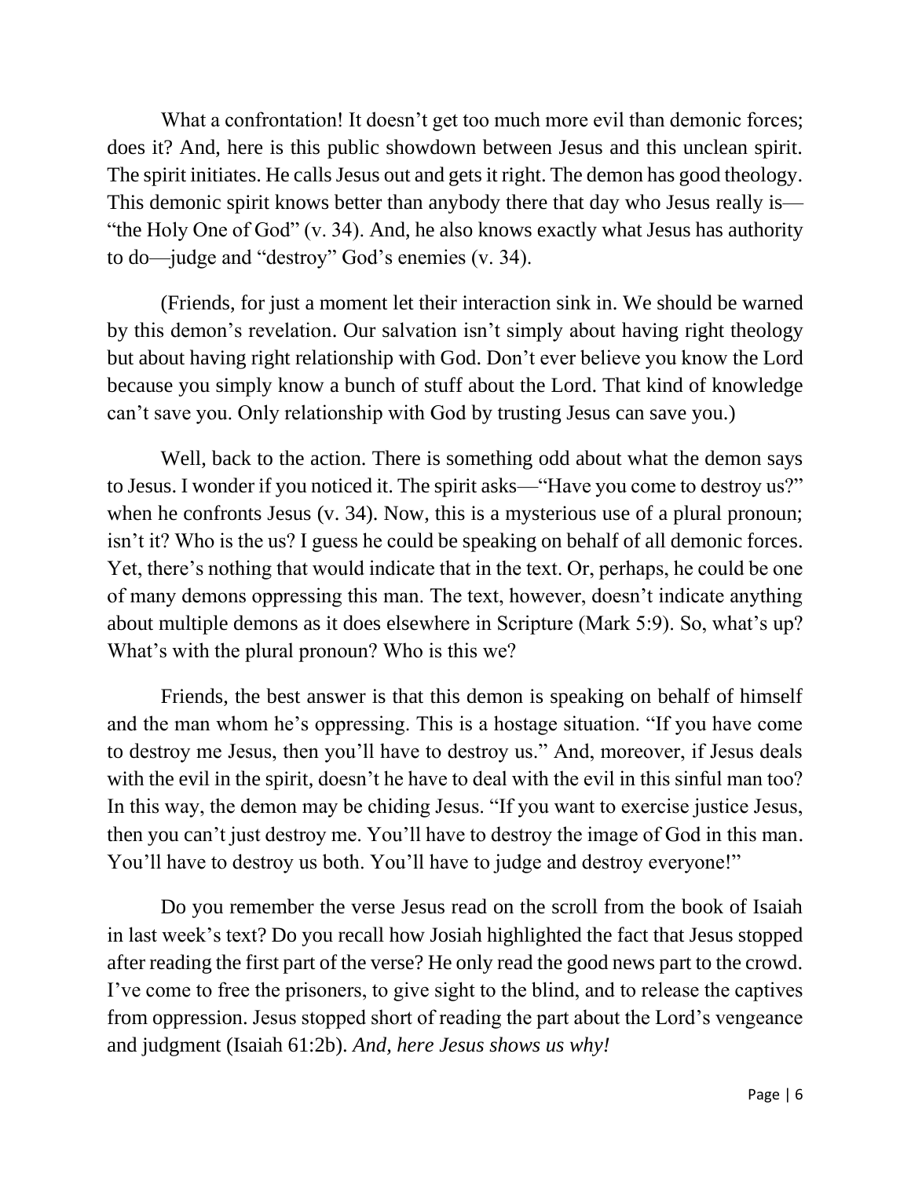What a confrontation! It doesn't get too much more evil than demonic forces; does it? And, here is this public showdown between Jesus and this unclean spirit. The spirit initiates. He calls Jesus out and gets it right. The demon has good theology. This demonic spirit knows better than anybody there that day who Jesus really is—"the Holy One of God" (v. 34). And, he also knows exactly what Jesus has authority to do—judge and "destroy" God's enemies (v. 34).

(Friends, for just a moment let their interaction sink in. We should be warned by this demon's revelation. Our salvation isn't simply about having right theology but about having right relationship with God. Don't ever believe you know the Lord because you simply know a bunch of stuff about the Lord. That kind of knowledge can't save you. Only relationship with God by trusting Jesus can save you.)

Well, back to the action. There is something odd about what the demon says to Jesus. I wonder if you noticed it. The spirit asks—"Have you come to destroy us?" when he confronts Jesus (v. 34). Now, this is a mysterious use of a plural pronoun; isn't it? Who is the us? I guess he could be speaking on behalf of all demonic forces. Yet, there's nothing that would indicate that in the text. Or, perhaps, he could be one of many demons oppressing this man. The text, however, doesn't indicate anything about multiple demons as it does elsewhere in Scripture (Mark 5:9). So, what's up? What's with the plural pronoun? Who is this we?

Friends, the best answer is that this demon is speaking on behalf of himself and the man whom he's oppressing. This is a hostage situation. "If you have come to destroy me Jesus, then you'll have to destroy us." And, moreover, if Jesus deals with the evil in the spirit, doesn't he have to deal with the evil in this sinful man too? In this way, the demon may be chiding Jesus. "If you want to exercise justice Jesus, then you can't just destroy me. You'll have to destroy the image of God in this man. You'll have to destroy us both. You'll have to judge and destroy everyone!"

Do you remember the verse Jesus read on the scroll from the book of Isaiah in last week's text? Do you recall how Josiah highlighted the fact that Jesus stopped after reading the first part of the verse? He only read the good news part to the crowd. I've come to free the prisoners, to give sight to the blind, and to release the captives from oppression. Jesus stopped short of reading the part about the Lord's vengeance and judgment (Isaiah 61:2b). *And, here Jesus shows us why!*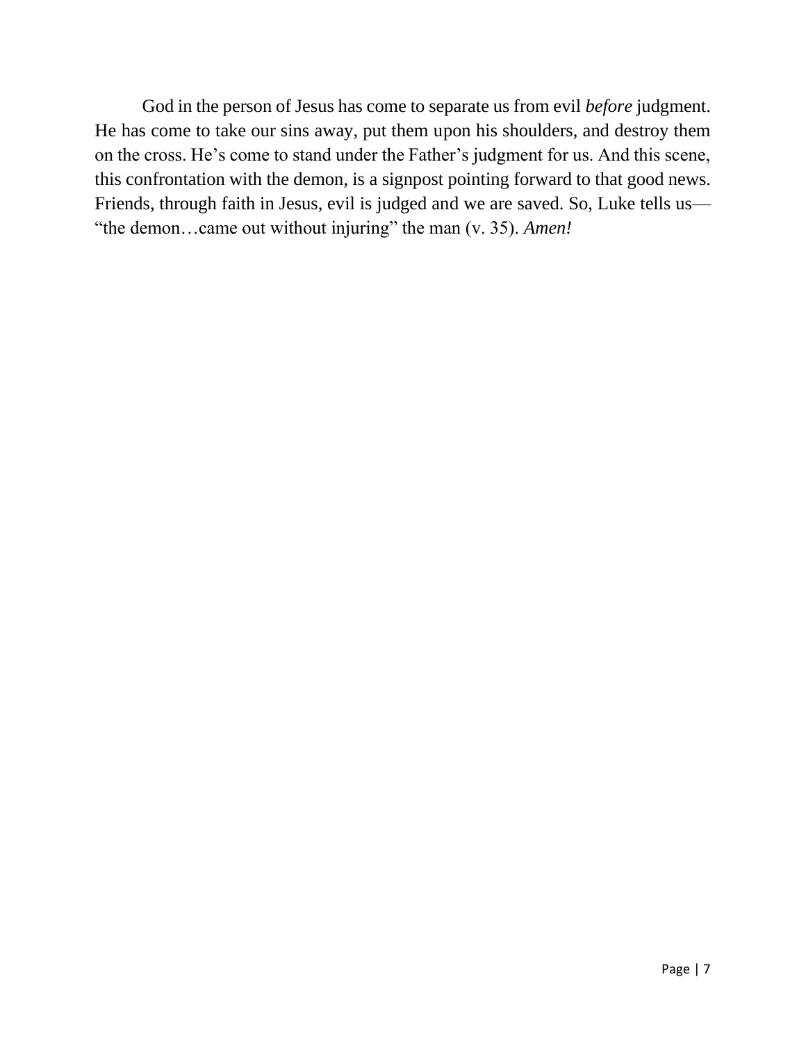God in the person of Jesus has come to separate us from evil *before* judgment. He has come to take our sins away, put them upon his shoulders, and destroy them on the cross. He's come to stand under the Father's judgment for us. And this scene, this confrontation with the demon, is a signpost pointing forward to that good news. Friends, through faith in Jesus, evil is judged and we are saved. So, Luke tells us—"the demon…came out without injuring" the man (v. 35). *Amen!*